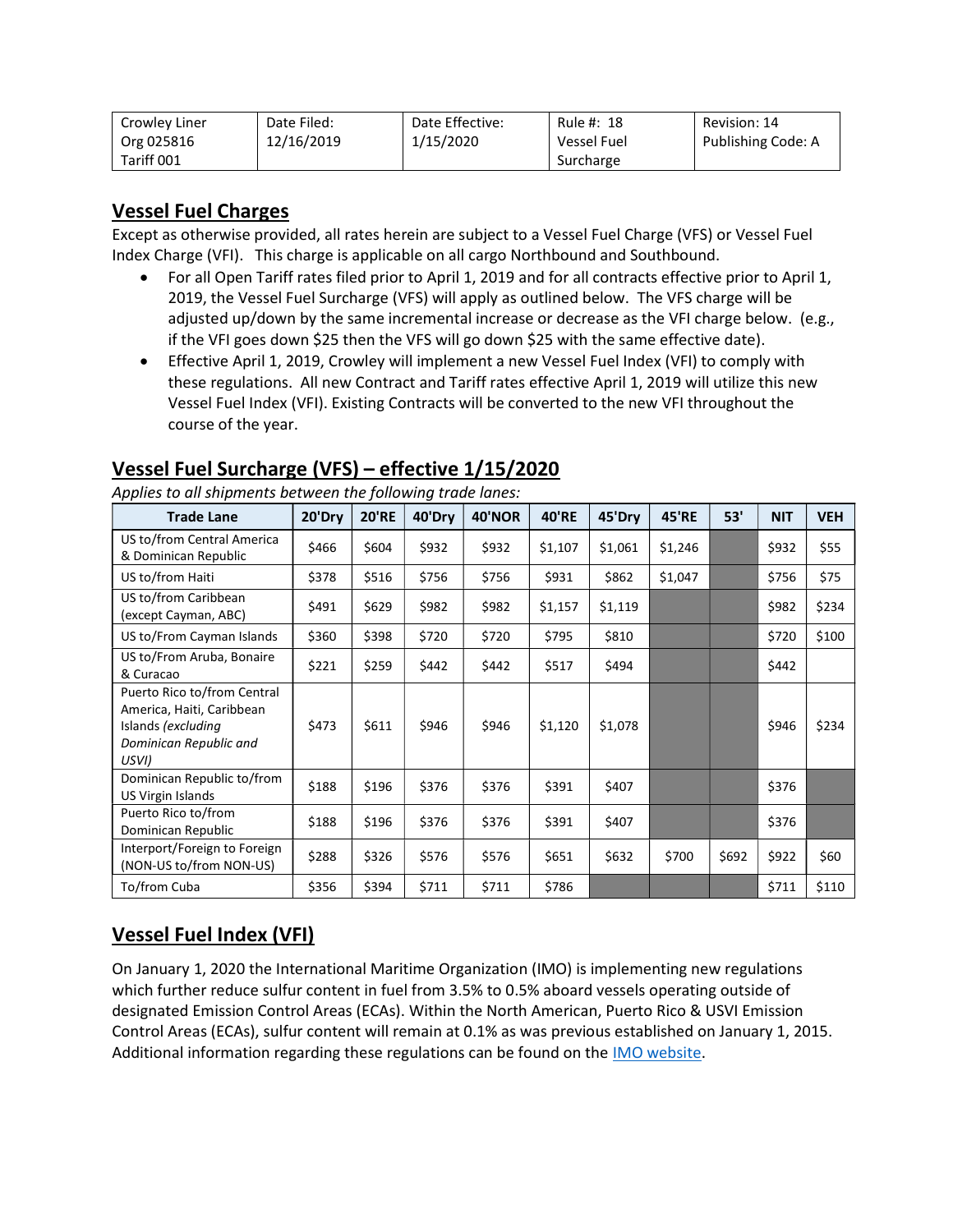| Crowley Liner Org 025816 Tariff 001 | Date Filed: 12/16/2019 | Date Effective: 1/15/2020 | Rule #: 18 Vessel Fuel Surcharge | Revision: 14 Publishing Code: A |
|---|---|---|---|---|

## Vessel Fuel Charges

Except as otherwise provided, all rates herein are subject to a Vessel Fuel Charge (VFS) or Vessel Fuel Index Charge (VFI). This charge is applicable on all cargo Northbound and Southbound.

- For all Open Tariff rates filed prior to April 1, 2019 and for all contracts effective prior to April 1, 2019, the Vessel Fuel Surcharge (VFS) will apply as outlined below. The VFS charge will be adjusted up/down by the same incremental increase or decrease as the VFI charge below. (e.g., if the VFI goes down $25 then the VFS will go down $25 with the same effective date).
- Effective April 1, 2019, Crowley will implement a new Vessel Fuel Index (VFI) to comply with these regulations. All new Contract and Tariff rates effective April 1, 2019 will utilize this new Vessel Fuel Index (VFI). Existing Contracts will be converted to the new VFI throughout the course of the year.

## Vessel Fuel Surcharge (VFS) – effective 1/15/2020

*Applies to all shipments between the following trade lanes:*

| Trade Lane | 20'Dry | 20'RE | 40'Dry | 40'NOR | 40'RE | 45'Dry | 45'RE | 53' | NIT | VEH |
|---|---|---|---|---|---|---|---|---|---|---|
| US to/from Central America & Dominican Republic | $466 | $604 | $932 | $932 | $1,107 | $1,061 | $1,246 | | $932 | $55 |
| US to/from Haiti | $378 | $516 | $756 | $756 | $931 | $862 | $1,047 | | $756 | $75 |
| US to/from Caribbean (except Cayman, ABC) | $491 | $629 | $982 | $982 | $1,157 | $1,119 | | | $982 | $234 |
| US to/From Cayman Islands | $360 | $398 | $720 | $720 | $795 | $810 | | | $720 | $100 |
| US to/From Aruba, Bonaire & Curacao | $221 | $259 | $442 | $442 | $517 | $494 | | | $442 | |
| Puerto Rico to/from Central America, Haiti, Caribbean Islands *(excluding Dominican Republic and USVI)* | $473 | $611 | $946 | $946 | $1,120 | $1,078 | | | $946 | $234 |
| Dominican Republic to/from US Virgin Islands | $188 | $196 | $376 | $376 | $391 | $407 | | | $376 | |
| Puerto Rico to/from Dominican Republic | $188 | $196 | $376 | $376 | $391 | $407 | | | $376 | |
| Interport/Foreign to Foreign (NON-US to/from NON-US) | $288 | $326 | $576 | $576 | $651 | $632 | $700 | $692 | $922 | $60 |
| To/from Cuba | $356 | $394 | $711 | $711 | $786 | | | | $711 | $110 |

## Vessel Fuel Index (VFI)

On January 1, 2020 the International Maritime Organization (IMO) is implementing new regulations which further reduce sulfur content in fuel from 3.5% to 0.5% aboard vessels operating outside of designated Emission Control Areas (ECAs). Within the North American, Puerto Rico & USVI Emission Control Areas (ECAs), sulfur content will remain at 0.1% as was previous established on January 1, 2015. Additional information regarding these regulations can be found on the IMO website.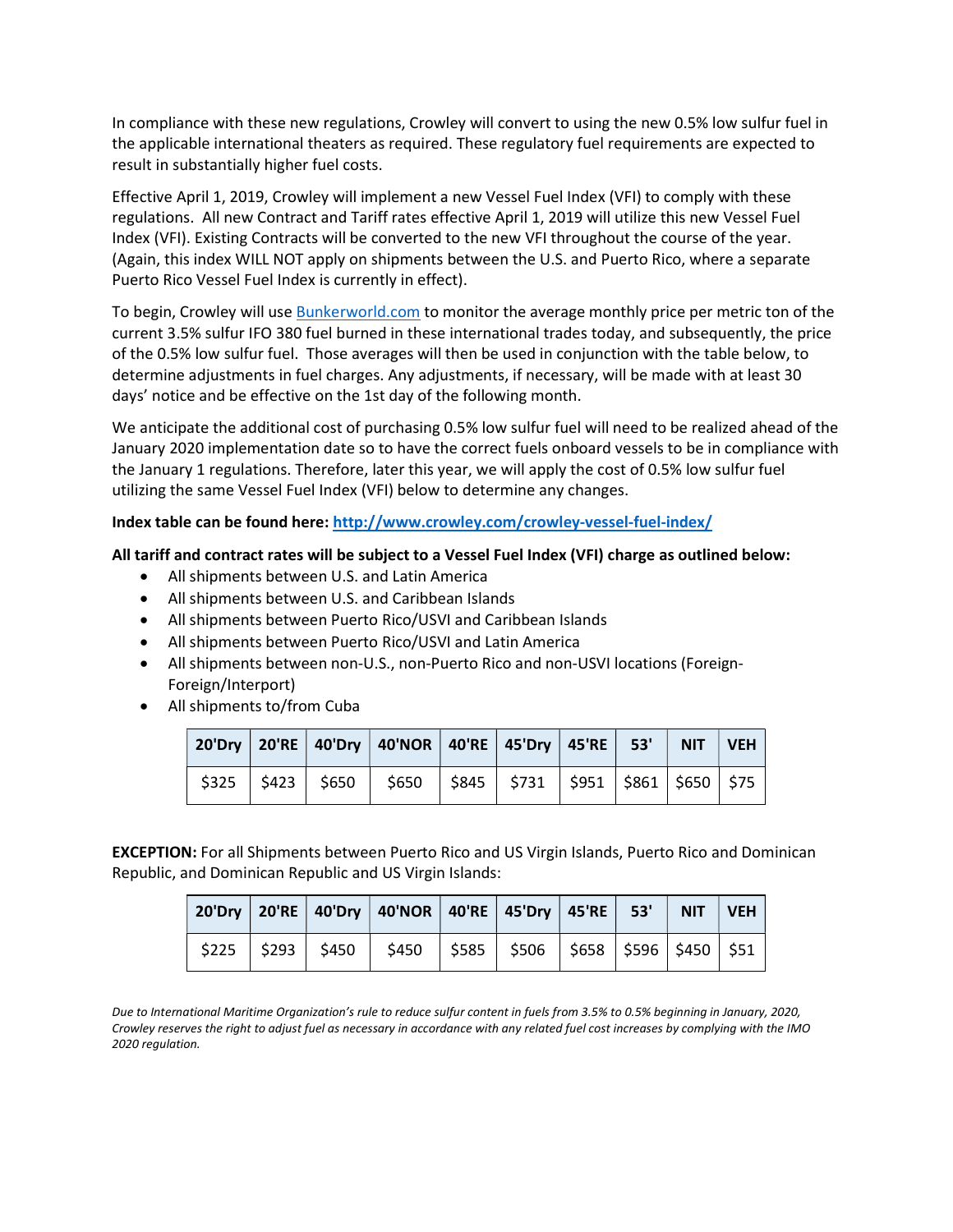In compliance with these new regulations, Crowley will convert to using the new 0.5% low sulfur fuel in the applicable international theaters as required. These regulatory fuel requirements are expected to result in substantially higher fuel costs.

Effective April 1, 2019, Crowley will implement a new Vessel Fuel Index (VFI) to comply with these regulations. All new Contract and Tariff rates effective April 1, 2019 will utilize this new Vessel Fuel Index (VFI). Existing Contracts will be converted to the new VFI throughout the course of the year. (Again, this index WILL NOT apply on shipments between the U.S. and Puerto Rico, where a separate Puerto Rico Vessel Fuel Index is currently in effect).

To begin, Crowley will use Bunkerworld.com to monitor the average monthly price per metric ton of the current 3.5% sulfur IFO 380 fuel burned in these international trades today, and subsequently, the price of the 0.5% low sulfur fuel. Those averages will then be used in conjunction with the table below, to determine adjustments in fuel charges. Any adjustments, if necessary, will be made with at least 30 days' notice and be effective on the 1st day of the following month.

We anticipate the additional cost of purchasing 0.5% low sulfur fuel will need to be realized ahead of the January 2020 implementation date so to have the correct fuels onboard vessels to be in compliance with the January 1 regulations. Therefore, later this year, we will apply the cost of 0.5% low sulfur fuel utilizing the same Vessel Fuel Index (VFI) below to determine any changes.

**Index table can be found here: http://www.crowley.com/crowley-vessel-fuel-index/**

**All tariff and contract rates will be subject to a Vessel Fuel Index (VFI) charge as outlined below:**

- All shipments between U.S. and Latin America
- All shipments between U.S. and Caribbean Islands
- All shipments between Puerto Rico/USVI and Caribbean Islands
- All shipments between Puerto Rico/USVI and Latin America
- All shipments between non-U.S., non-Puerto Rico and non-USVI locations (Foreign-Foreign/Interport)
- All shipments to/from Cuba

| 20'Dry | 20'RE | 40'Dry | 40'NOR | 40'RE | 45'Dry | 45'RE | 53' | NIT | VEH |
|---|---|---|---|---|---|---|---|---|---|
| $325 | $423 | $650 | $650 | $845 | $731 | $951 | $861 | $650 | $75 |

**EXCEPTION:** For all Shipments between Puerto Rico and US Virgin Islands, Puerto Rico and Dominican Republic, and Dominican Republic and US Virgin Islands:

| 20'Dry | 20'RE | 40'Dry | 40'NOR | 40'RE | 45'Dry | 45'RE | 53' | NIT | VEH |
|---|---|---|---|---|---|---|---|---|---|
| $225 | $293 | $450 | $450 | $585 | $506 | $658 | $596 | $450 | $51 |

*Due to International Maritime Organization's rule to reduce sulfur content in fuels from 3.5% to 0.5% beginning in January, 2020, Crowley reserves the right to adjust fuel as necessary in accordance with any related fuel cost increases by complying with the IMO 2020 regulation.*